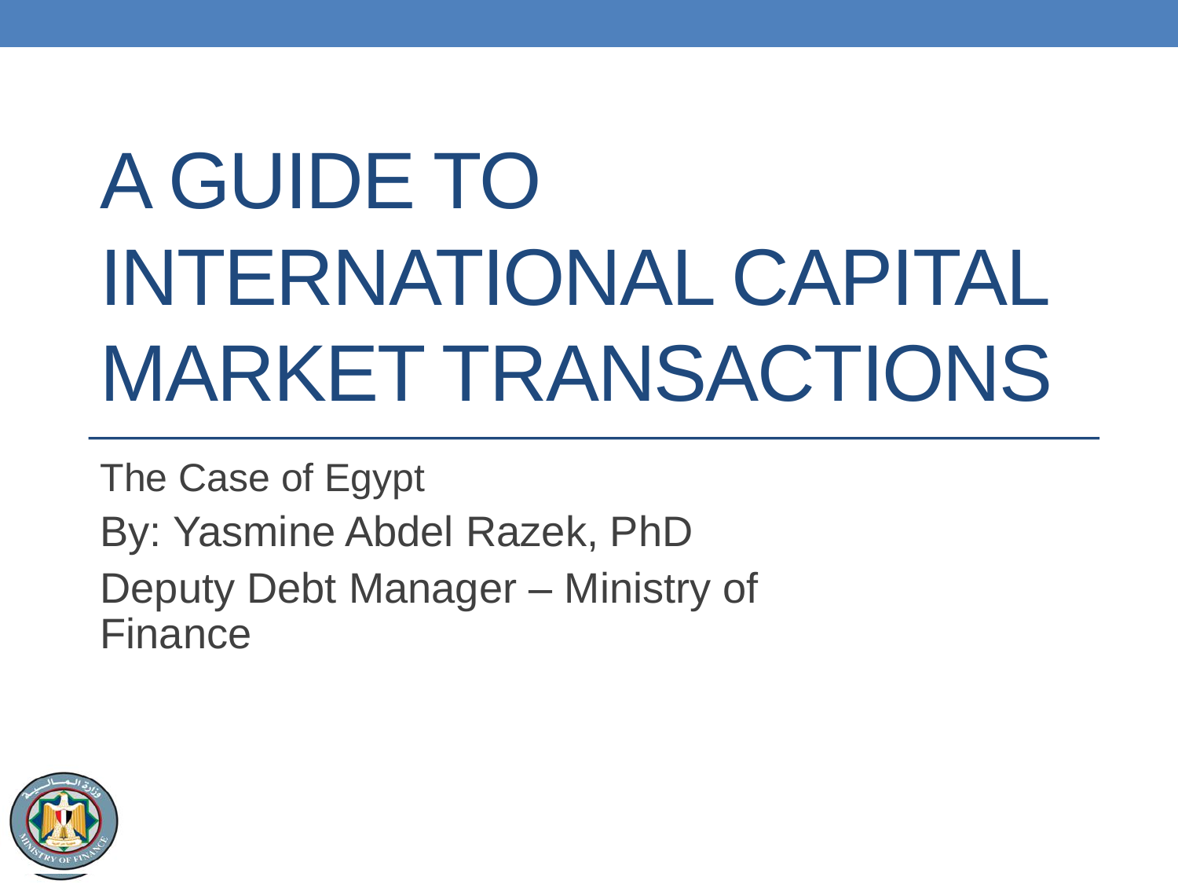# A GUIDE TO INTERNATIONAL CAPITAL MARKET TRANSACTIONS

The Case of Egypt

By: Yasmine Abdel Razek, PhD

Deputy Debt Manager – Ministry of Finance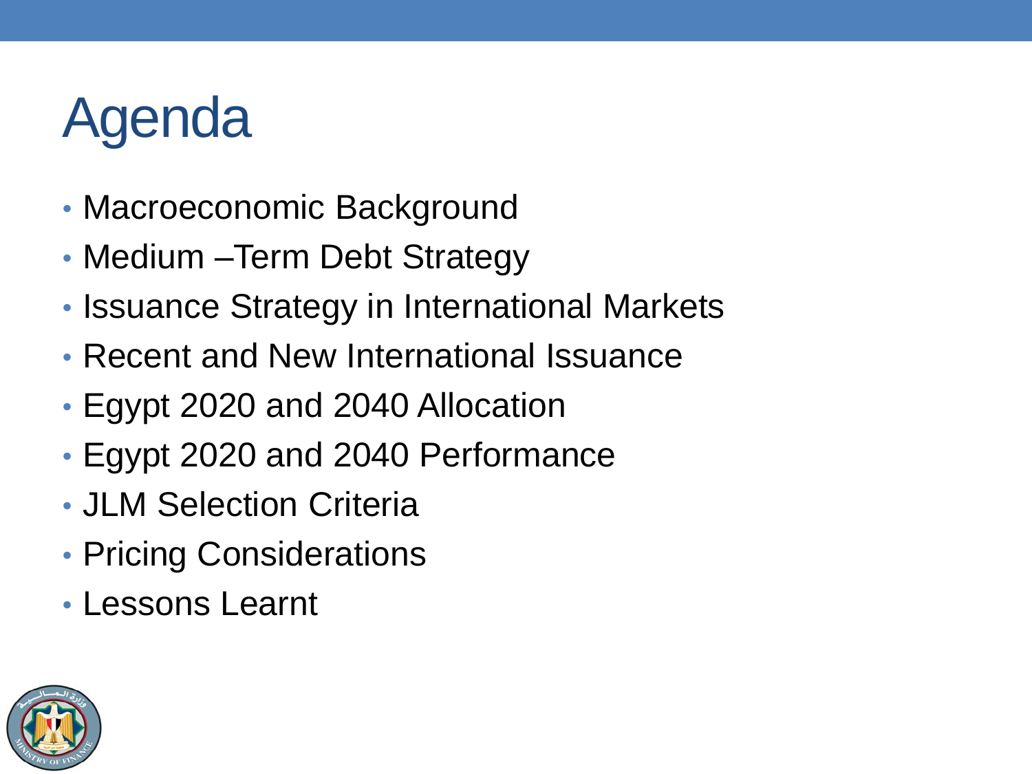# Agenda

- Macroeconomic Background
- Medium –Term Debt Strategy
- Issuance Strategy in International Markets
- Recent and New International Issuance
- Egypt 2020 and 2040 Allocation
- Egypt 2020 and 2040 Performance
- JLM Selection Criteria
- Pricing Considerations
- Lessons Learnt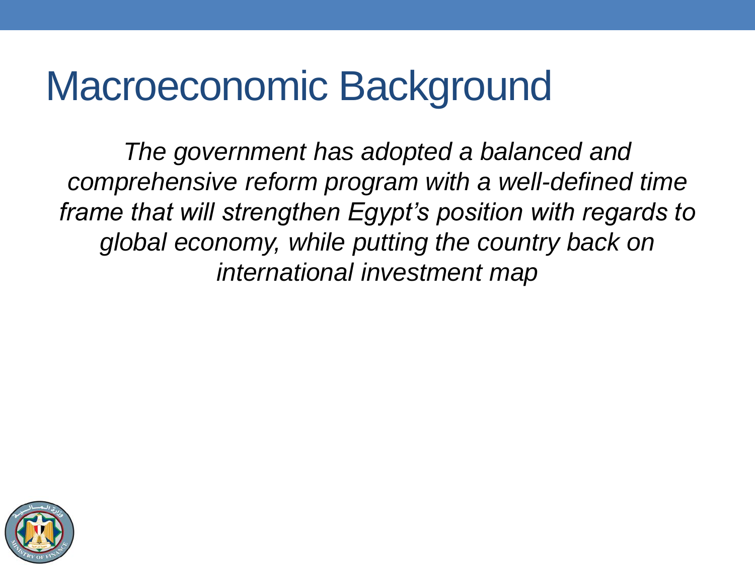# Macroeconomic Background

*The government has adopted a balanced and comprehensive reform program with a well-defined time frame that will strengthen Egypt's position with regards to global economy, while putting the country back on international investment map*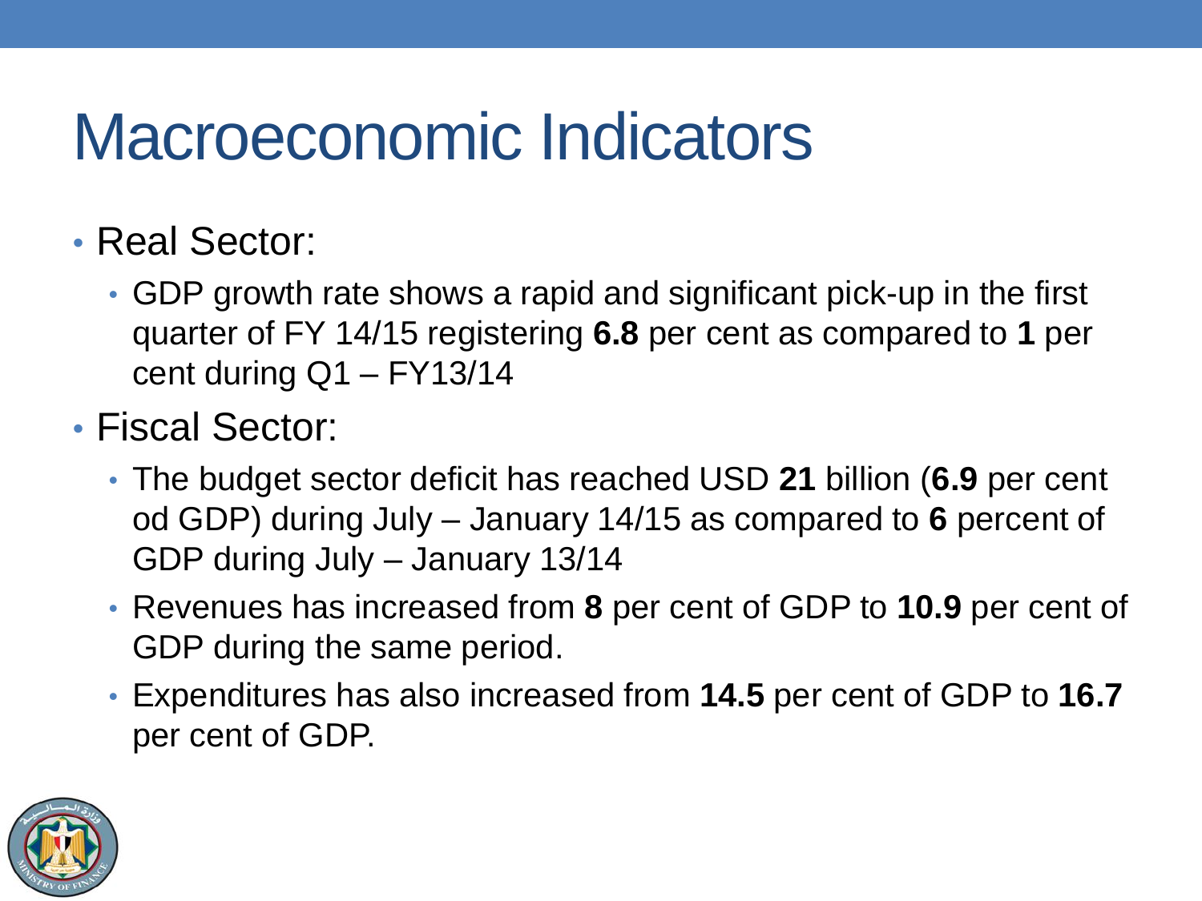# Macroeconomic Indicators

- Real Sector:
  - GDP growth rate shows a rapid and significant pick-up in the first quarter of FY 14/15 registering **6.8** per cent as compared to **1** per cent during Q1 – FY13/14
- Fiscal Sector:
  - The budget sector deficit has reached USD **21** billion (**6.9** per cent od GDP) during July – January 14/15 as compared to **6** percent of GDP during July – January 13/14
  - Revenues has increased from **8** per cent of GDP to **10.9** per cent of GDP during the same period.
  - Expenditures has also increased from **14.5** per cent of GDP to **16.7** per cent of GDP.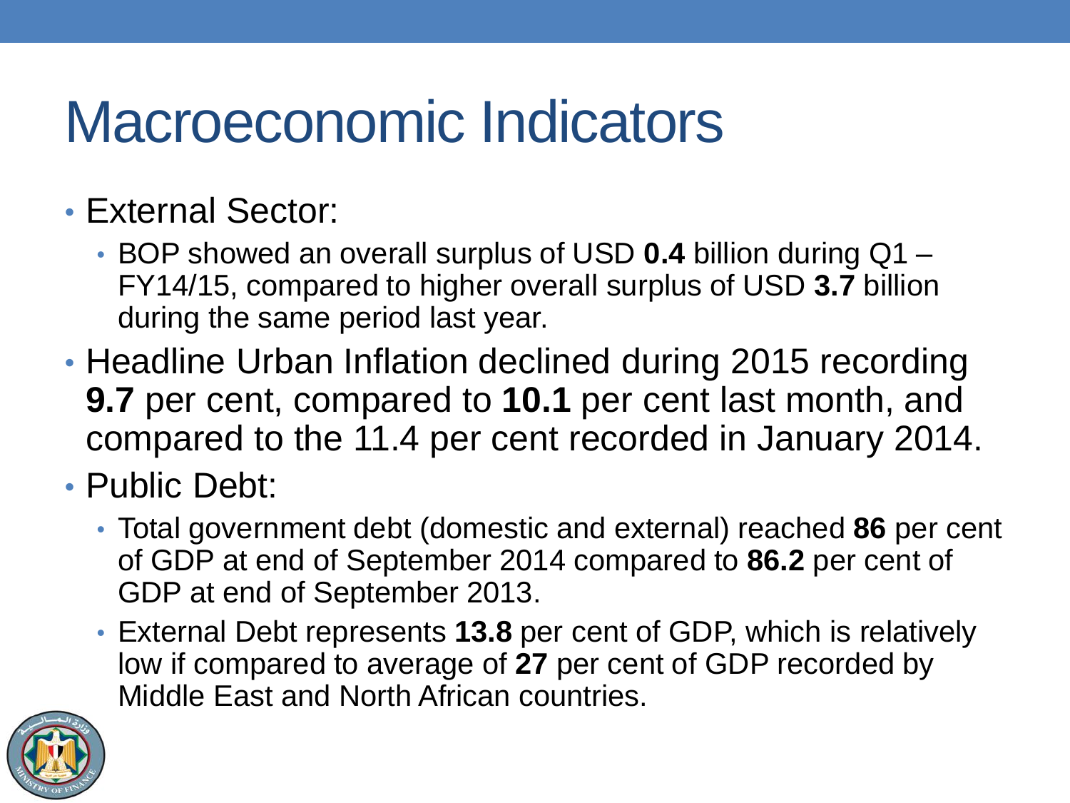# Macroeconomic Indicators

- External Sector:
  - BOP showed an overall surplus of USD **0.4** billion during Q1 – FY14/15, compared to higher overall surplus of USD **3.7** billion during the same period last year.
- Headline Urban Inflation declined during 2015 recording **9.7** per cent, compared to **10.1** per cent last month, and compared to the 11.4 per cent recorded in January 2014.
- Public Debt:
  - Total government debt (domestic and external) reached **86** per cent of GDP at end of September 2014 compared to **86.2** per cent of GDP at end of September 2013.
  - External Debt represents **13.8** per cent of GDP, which is relatively low if compared to average of **27** per cent of GDP recorded by Middle East and North African countries.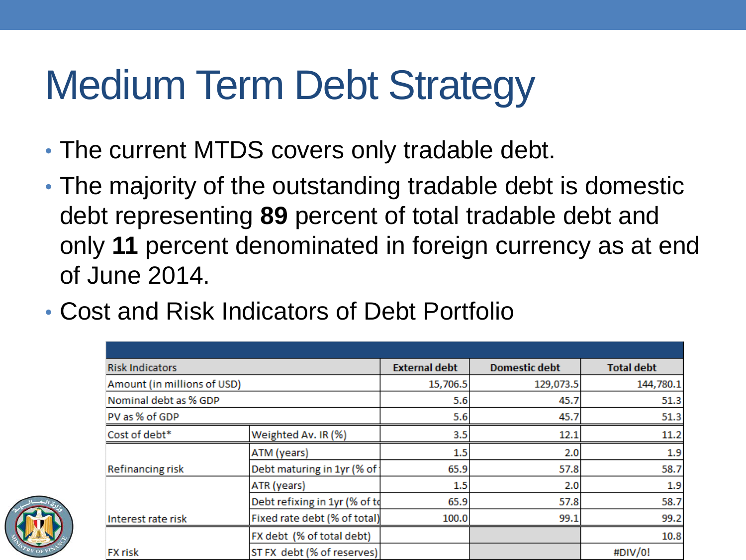# Medium Term Debt Strategy

- The current MTDS covers only tradable debt.
- The majority of the outstanding tradable debt is domestic debt representing **89** percent of total tradable debt and only **11** percent denominated in foreign currency as at end of June 2014.
- Cost and Risk Indicators of Debt Portfolio

| Risk Indicators | | External debt | Domestic debt | Total debt |
|---|---|---|---|---|
| Amount (in millions of USD) | | 15,706.5 | 129,073.5 | 144,780.1 |
| Nominal debt as % GDP | | 5.6 | 45.7 | 51.3 |
| PV as % of GDP | | 5.6 | 45.7 | 51.3 |
| Cost of debt* | Weighted Av. IR (%) | 3.5 | 12.1 | 11.2 |
| Refinancing risk | ATM (years) | 1.5 | 2.0 | 1.9 |
| | Debt maturing in 1yr (% of | 65.9 | 57.8 | 58.7 |
| Interest rate risk | ATR (years) | 1.5 | 2.0 | 1.9 |
| | Debt refixing in 1yr (% of to | 65.9 | 57.8 | 58.7 |
| | Fixed rate debt (% of total) | 100.0 | 99.1 | 99.2 |
| FX risk | FX debt (% of total debt) | | | 10.8 |
| | ST FX debt (% of reserves) | | | #DIV/0! |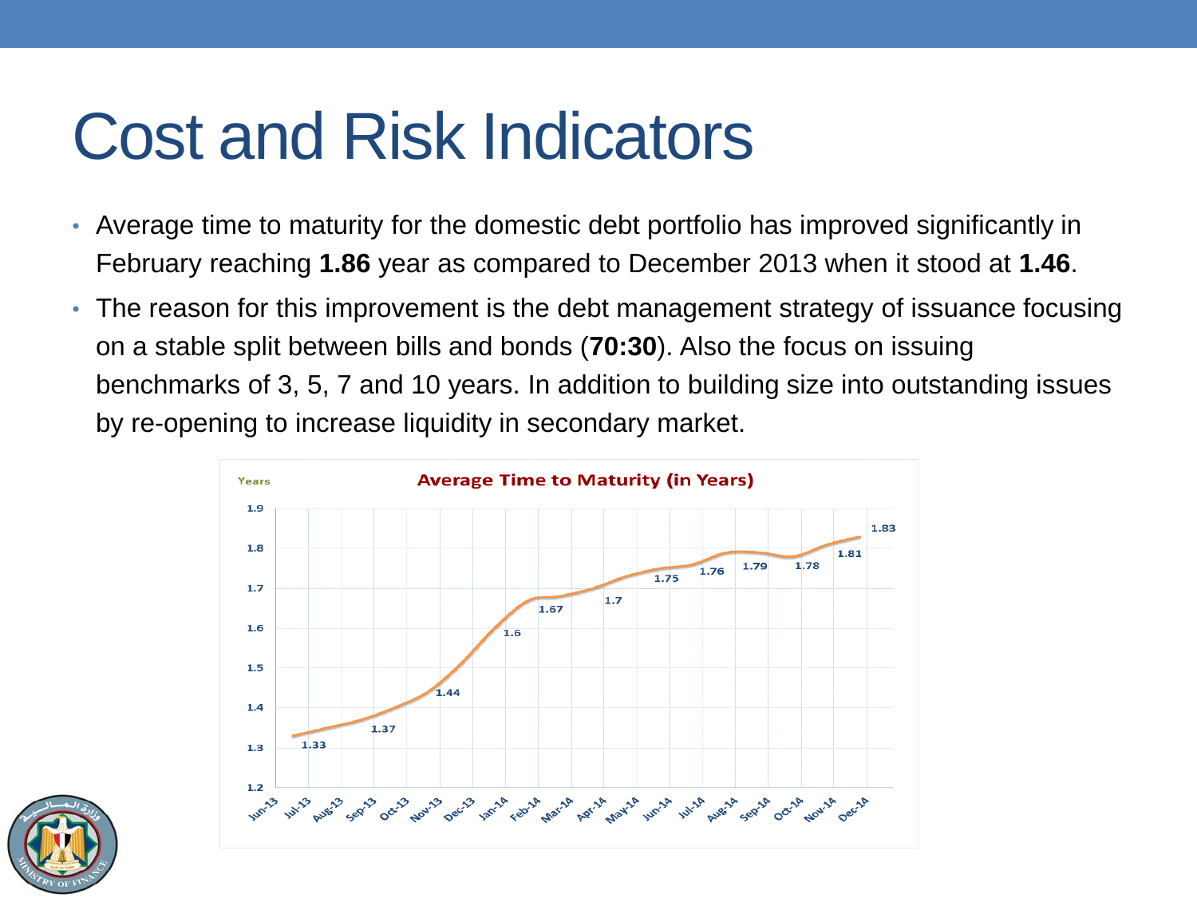# Cost and Risk Indicators

- Average time to maturity for the domestic debt portfolio has improved significantly in February reaching **1.86** year as compared to December 2013 when it stood at **1.46**.
- The reason for this improvement is the debt management strategy of issuance focusing on a stable split between bills and bonds (**70:30**). Also the focus on issuing benchmarks of 3, 5, 7 and 10 years. In addition to building size into outstanding issues by re-opening to increase liquidity in secondary market.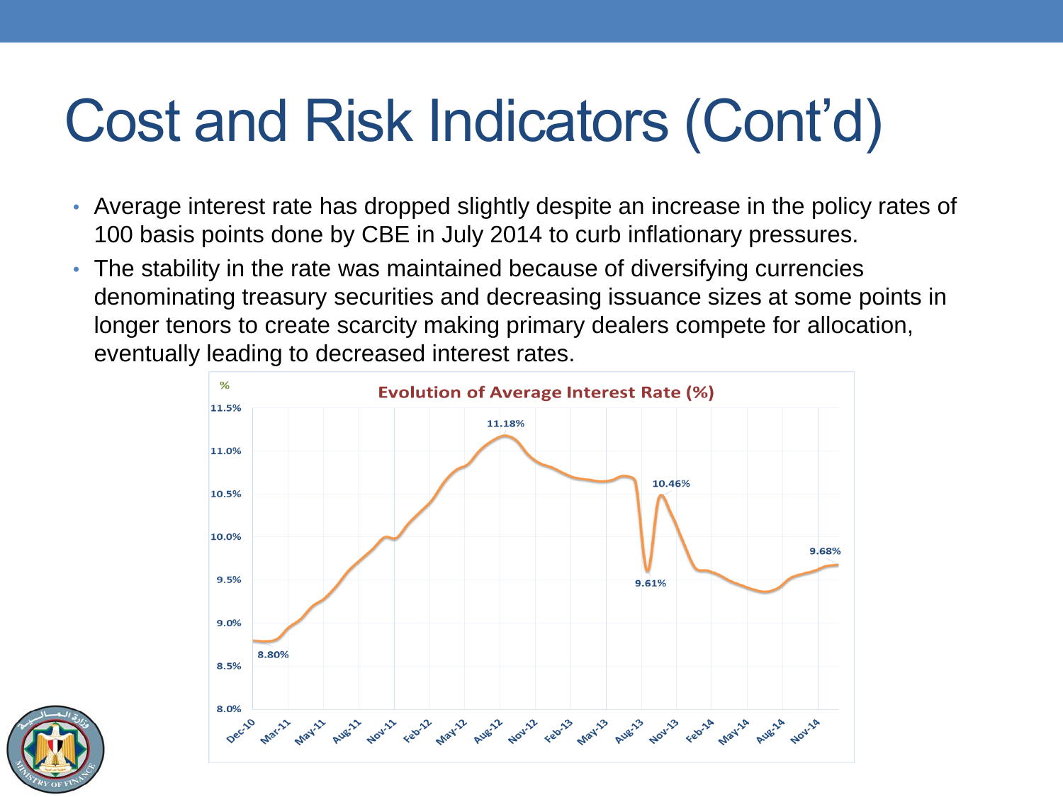# Cost and Risk Indicators (Cont'd)

- Average interest rate has dropped slightly despite an increase in the policy rates of 100 basis points done by CBE in July 2014 to curb inflationary pressures.
- The stability in the rate was maintained because of diversifying currencies denominating treasury securities and decreasing issuance sizes at some points in longer tenors to create scarcity making primary dealers compete for allocation, eventually leading to decreased interest rates.

**Evolution of Average Interest Rate (%)**

%

8.80% · 11.18% · 10.46% · 9.61% · 9.68%

Dec-10, Mar-11, May-11, Aug-11, Nov-11, Feb-12, May-12, Aug-12, Nov-12, Feb-13, May-13, Aug-13, Nov-13, Feb-14, May-14, Aug-14, Nov-14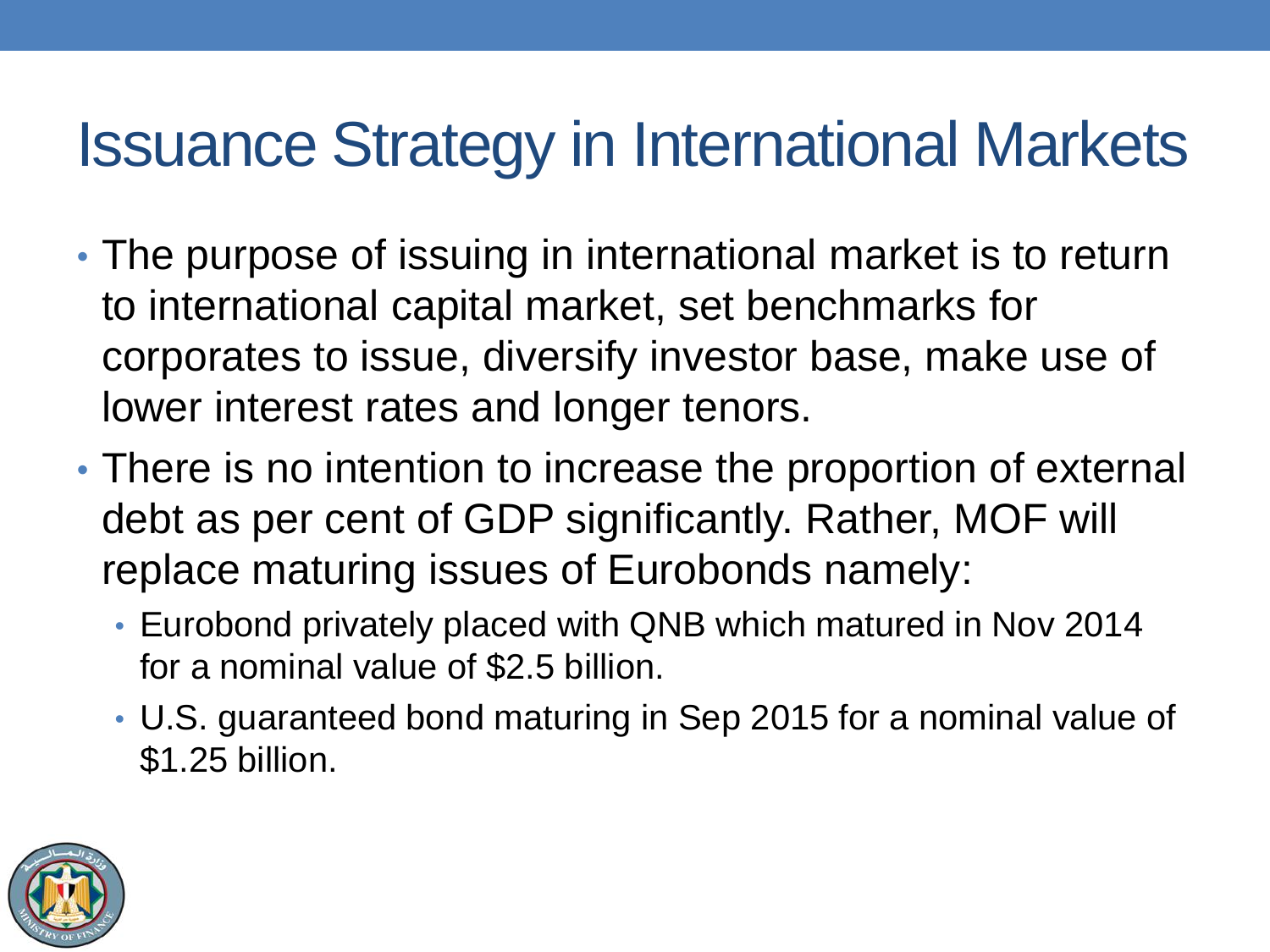# Issuance Strategy in International Markets

- The purpose of issuing in international market is to return to international capital market, set benchmarks for corporates to issue, diversify investor base, make use of lower interest rates and longer tenors.
- There is no intention to increase the proportion of external debt as per cent of GDP significantly. Rather, MOF will replace maturing issues of Eurobonds namely:
  - Eurobond privately placed with QNB which matured in Nov 2014 for a nominal value of $2.5 billion.
  - U.S. guaranteed bond maturing in Sep 2015 for a nominal value of $1.25 billion.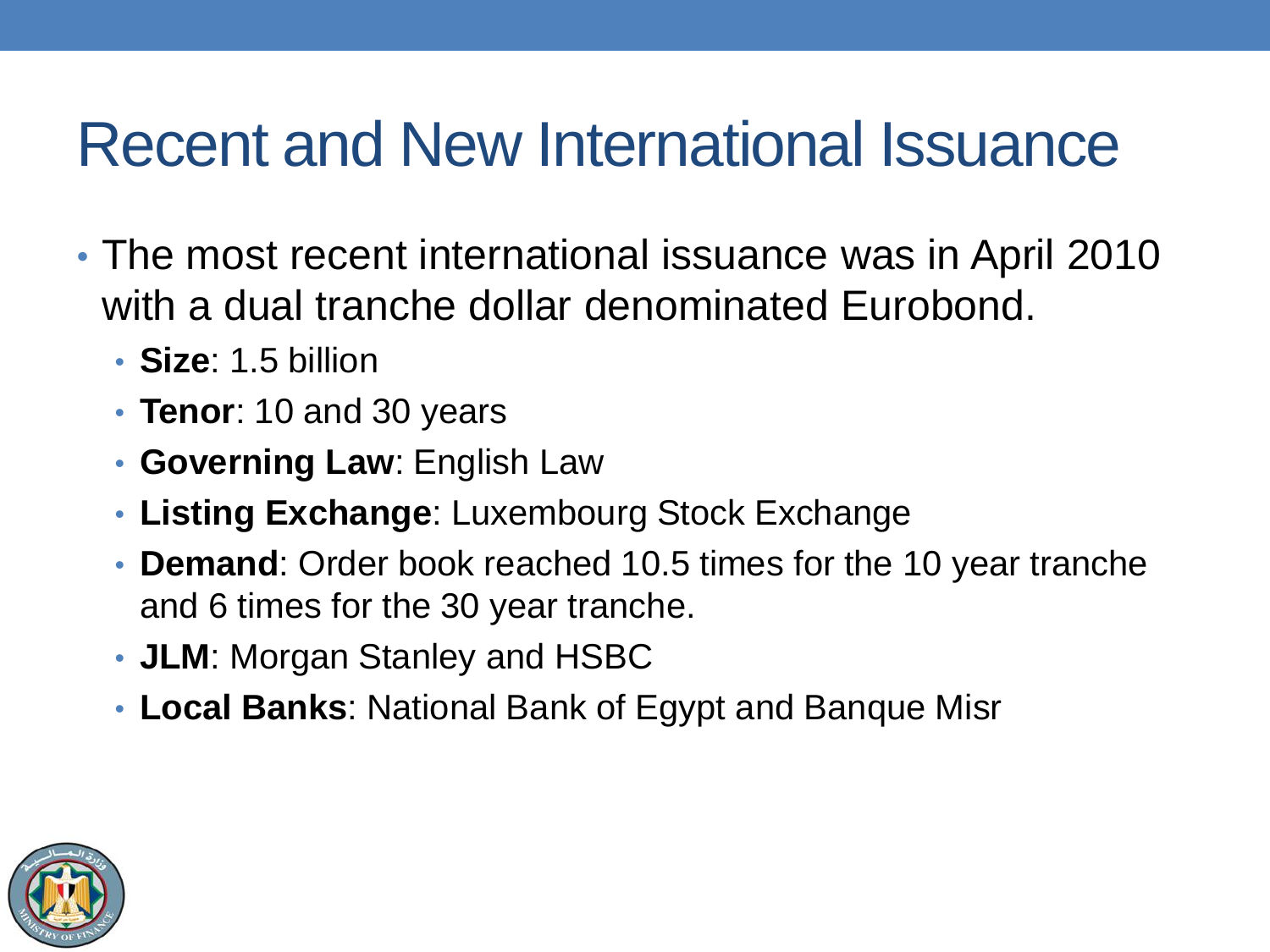# Recent and New International Issuance

- The most recent international issuance was in April 2010 with a dual tranche dollar denominated Eurobond.
  - **Size**: 1.5 billion
  - **Tenor**: 10 and 30 years
  - **Governing Law**: English Law
  - **Listing Exchange**: Luxembourg Stock Exchange
  - **Demand**: Order book reached 10.5 times for the 10 year tranche and 6 times for the 30 year tranche.
  - **JLM**: Morgan Stanley and HSBC
  - **Local Banks**: National Bank of Egypt and Banque Misr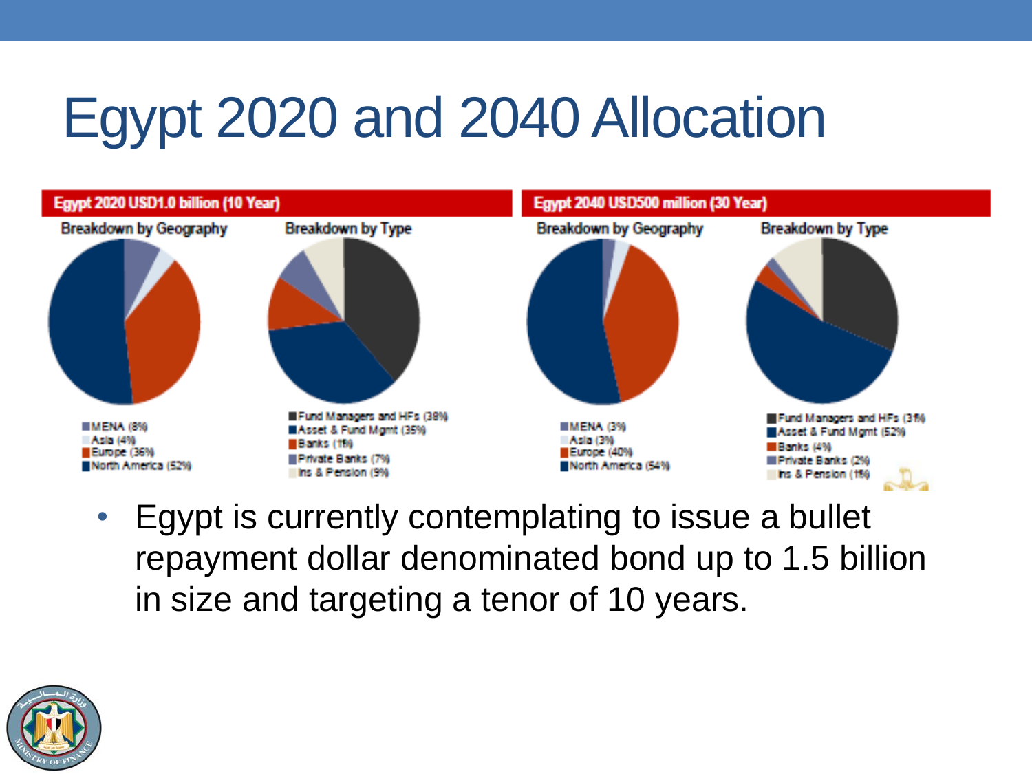# Egypt 2020 and 2040 Allocation

**Egypt 2020 USD1.0 billion (10 Year)**

Breakdown by Geography

- MENA (8%)
- Asia (4%)
- Europe (36%)
- North America (52%)

Breakdown by Type

- Fund Managers and HFs (38%)
- Asset & Fund Mgmt (35%)
- Banks (11%)
- Private Banks (7%)
- Ins & Pension (9%)

**Egypt 2040 USD500 million (30 Year)**

Breakdown by Geography

- MENA (3%)
- Asia (3%)
- Europe (40%)
- North America (54%)

Breakdown by Type

- Fund Managers and HFs (31%)
- Asset & Fund Mgmt (52%)
- Banks (4%)
- Private Banks (2%)
- Ins & Pension (11%)

- Egypt is currently contemplating to issue a bullet repayment dollar denominated bond up to 1.5 billion in size and targeting a tenor of 10 years.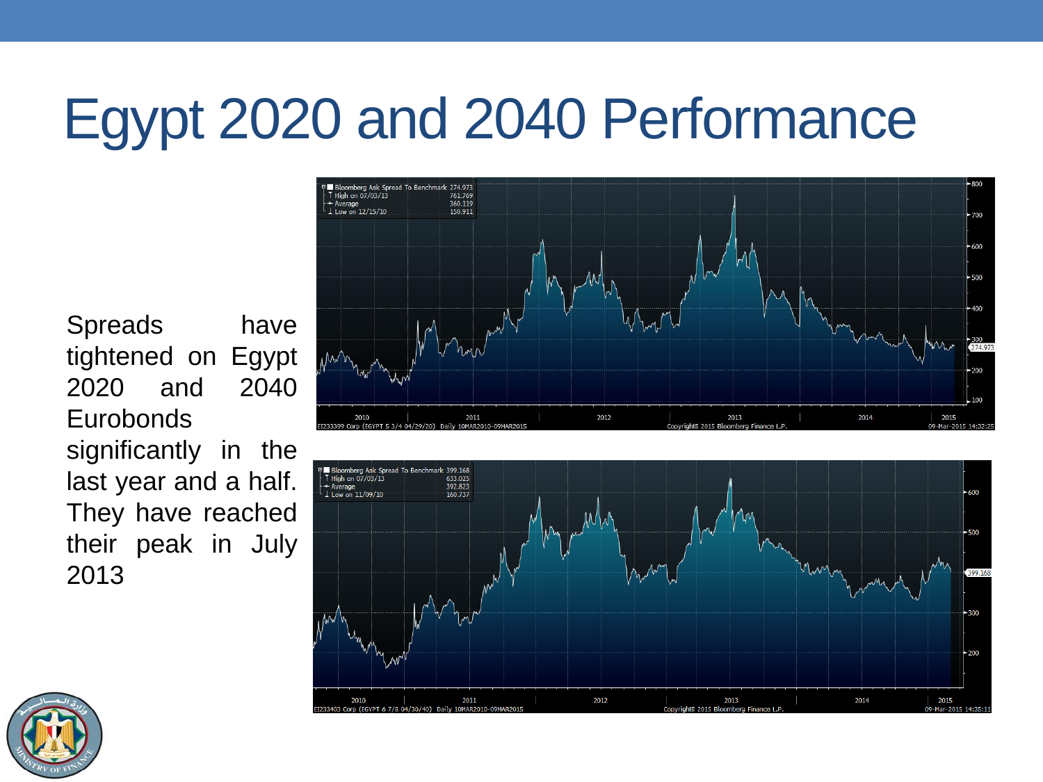# Egypt 2020 and 2040 Performance

Spreads have tightened on Egypt 2020 and 2040 Eurobonds significantly in the last year and a half. They have reached their peak in July 2013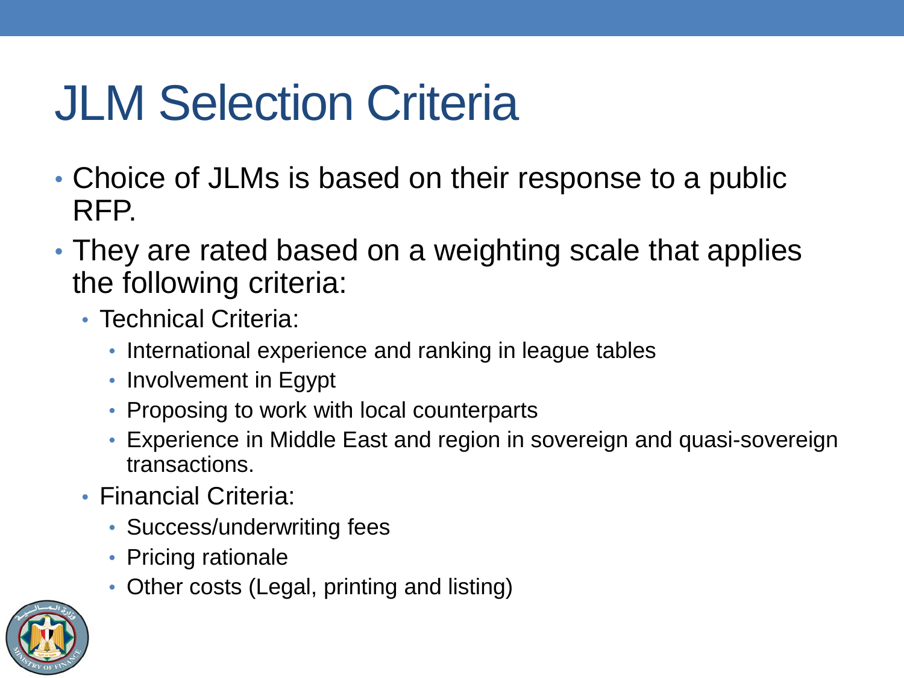# JLM Selection Criteria

- Choice of JLMs is based on their response to a public RFP.
- They are rated based on a weighting scale that applies the following criteria:
  - Technical Criteria:
    - International experience and ranking in league tables
    - Involvement in Egypt
    - Proposing to work with local counterparts
    - Experience in Middle East and region in sovereign and quasi-sovereign transactions.
  - Financial Criteria:
    - Success/underwriting fees
    - Pricing rationale
    - Other costs (Legal, printing and listing)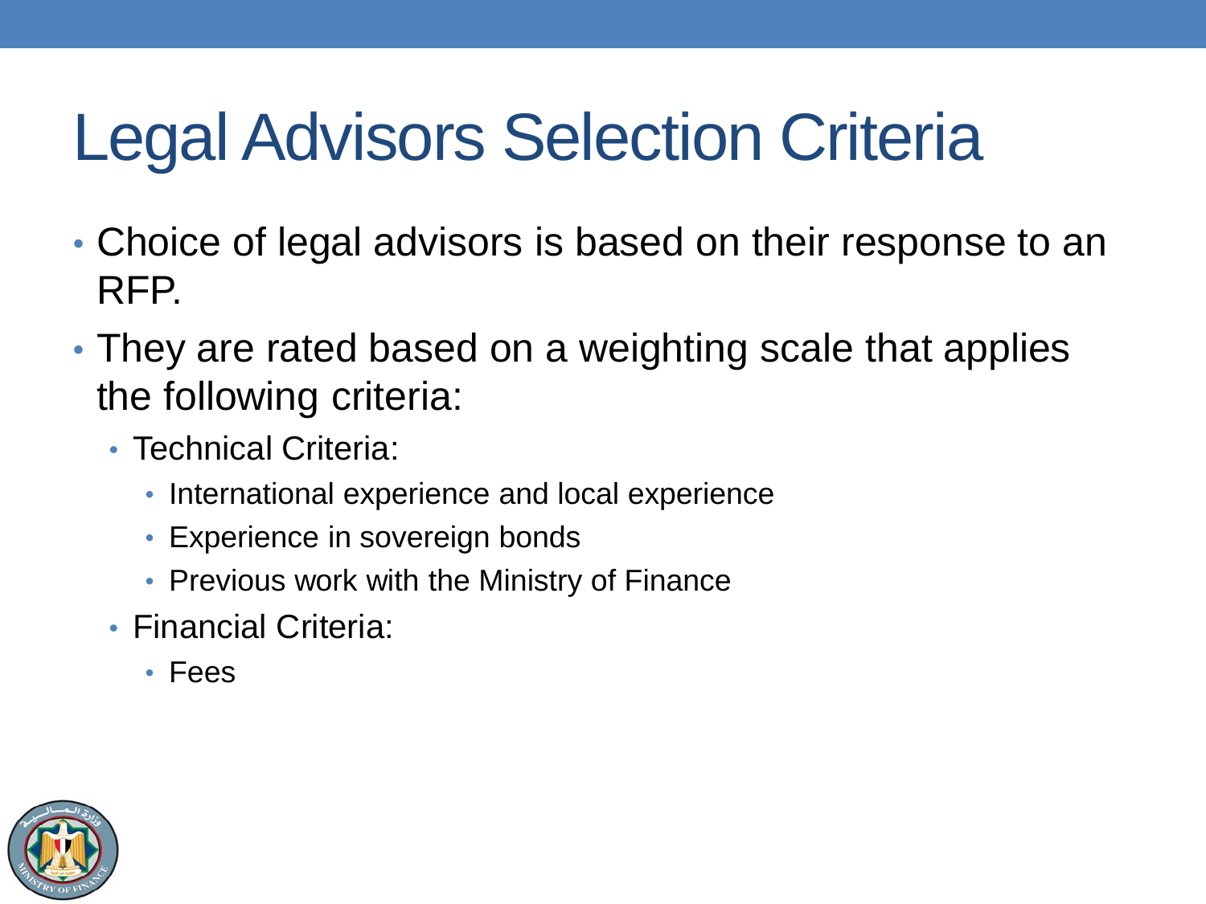# Legal Advisors Selection Criteria

- Choice of legal advisors is based on their response to an RFP.
- They are rated based on a weighting scale that applies the following criteria:
  - Technical Criteria:
    - International experience and local experience
    - Experience in sovereign bonds
    - Previous work with the Ministry of Finance
  - Financial Criteria:
    - Fees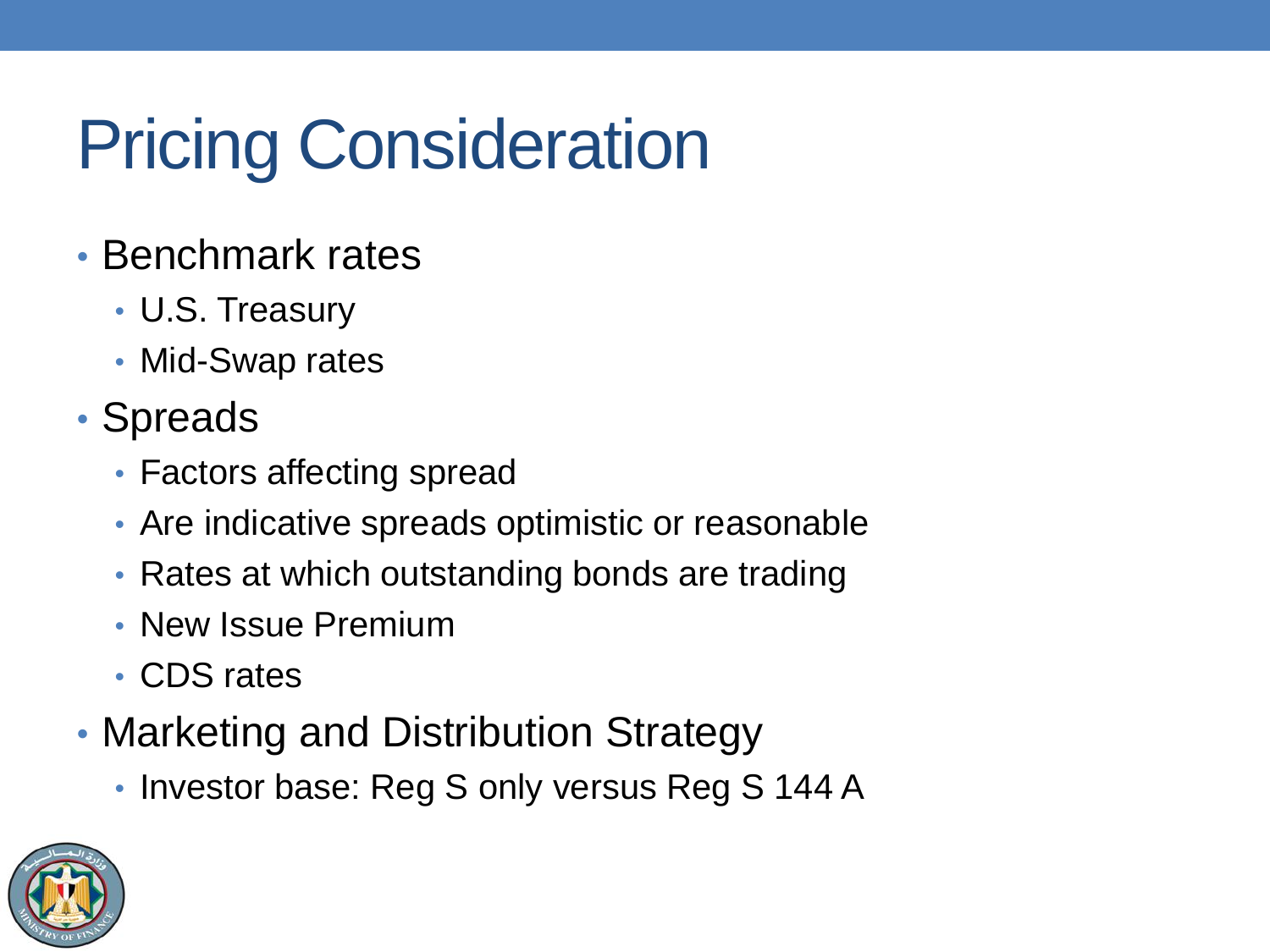# Pricing Consideration

- Benchmark rates
  - U.S. Treasury
  - Mid-Swap rates
- Spreads
  - Factors affecting spread
  - Are indicative spreads optimistic or reasonable
  - Rates at which outstanding bonds are trading
  - New Issue Premium
  - CDS rates
- Marketing and Distribution Strategy
  - Investor base: Reg S only versus Reg S 144 A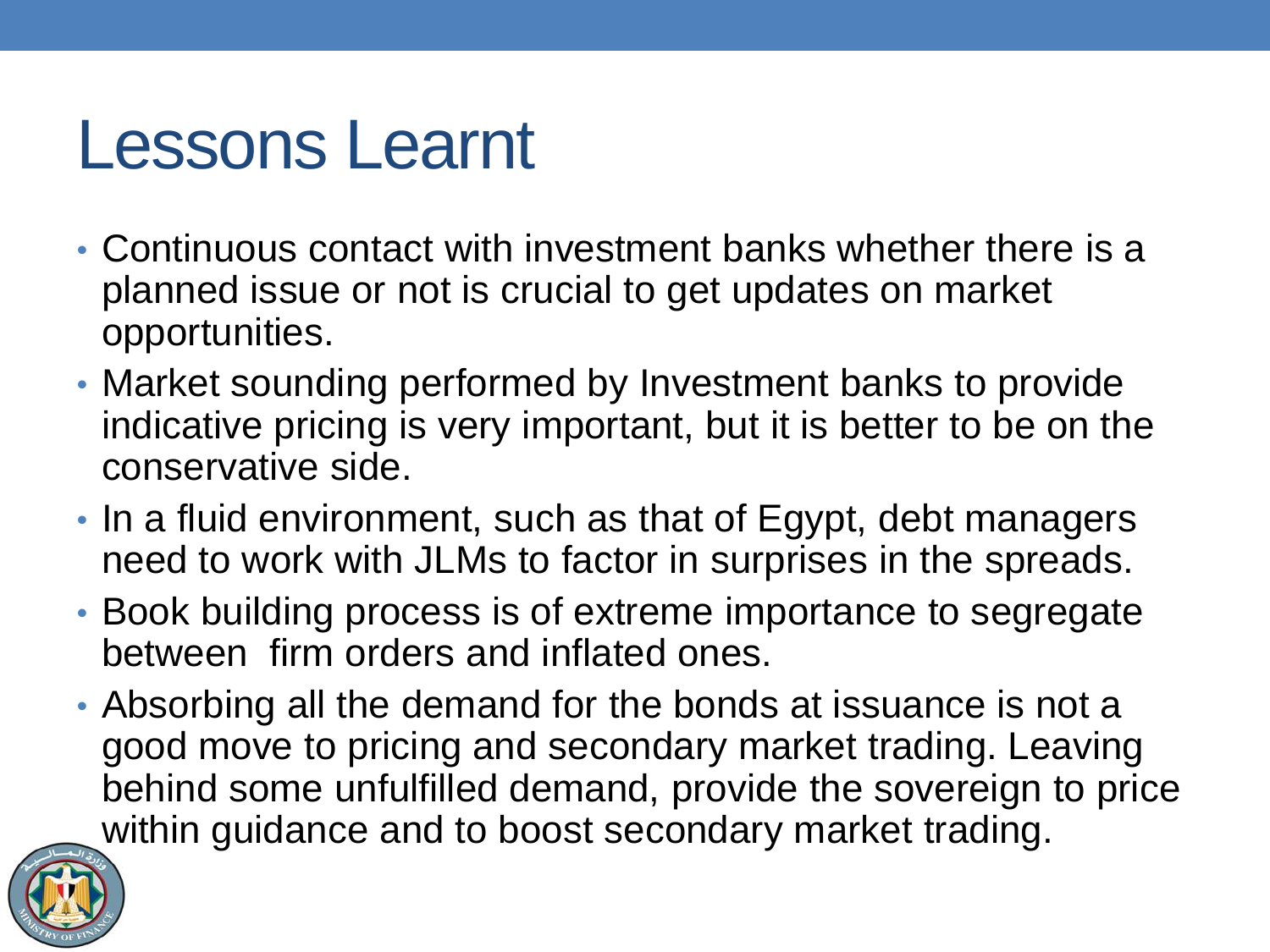# Lessons Learnt

- Continuous contact with investment banks whether there is a planned issue or not is crucial to get updates on market opportunities.
- Market sounding performed by Investment banks to provide indicative pricing is very important, but it is better to be on the conservative side.
- In a fluid environment, such as that of Egypt, debt managers need to work with JLMs to factor in surprises in the spreads.
- Book building process is of extreme importance to segregate between firm orders and inflated ones.
- Absorbing all the demand for the bonds at issuance is not a good move to pricing and secondary market trading. Leaving behind some unfulfilled demand, provide the sovereign to price within guidance and to boost secondary market trading.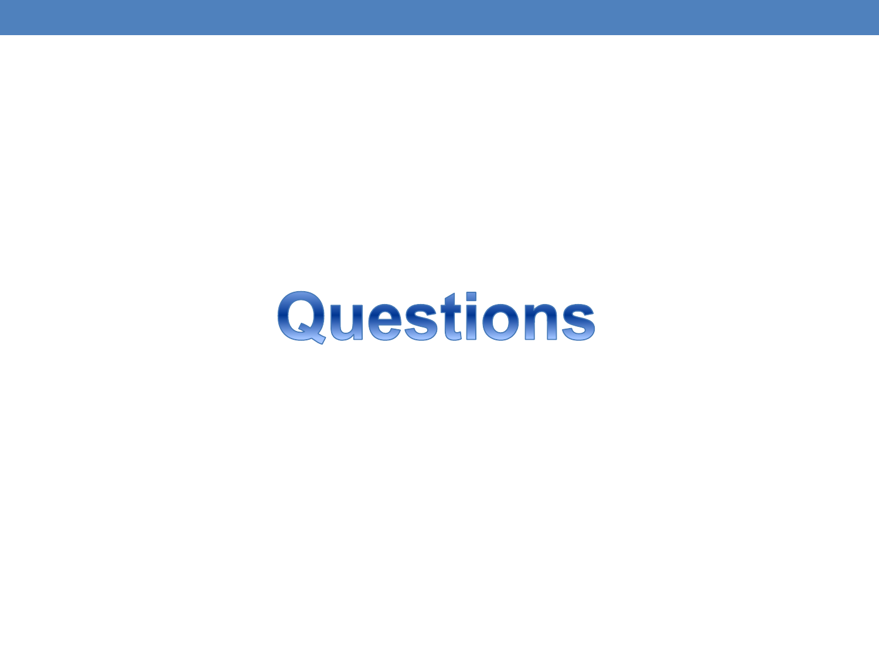# Questions